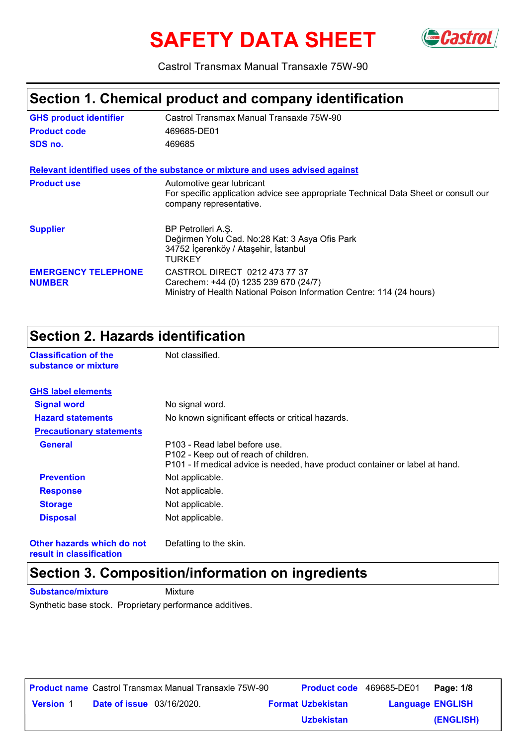# SAFETY DATA SHEET

Castrol Transmax Manual Transaxle 75W-90

## Section 1. Chemical product and company identification

**GHS product identifier** Castrol Transmax Manual Transaxle 75W-90

**Product code** 469685-DE01

**SDS no.** 469685

**Relevant identified uses of the substance or mixture and uses advised against**

**Product use** Automotive gear lubricant
For specific application advice see appropriate Technical Data Sheet or consult our company representative.

**Supplier** BP Petrolleri A.Ş.
Değirmen Yolu Cad. No:28 Kat: 3 Asya Ofis Park
34752 İçerenköy / Ataşehir, İstanbul
TURKEY

**EMERGENCY TELEPHONE NUMBER** CASTROL DIRECT 0212 473 77 37
Carechem: +44 (0) 1235 239 670 (24/7)
Ministry of Health National Poison Information Centre: 114 (24 hours)

## Section 2. Hazards identification

**Classification of the substance or mixture** Not classified.

**GHS label elements**

**Signal word** No signal word.

**Hazard statements** No known significant effects or critical hazards.

**Precautionary statements**

**General** P103 - Read label before use.
P102 - Keep out of reach of children.
P101 - If medical advice is needed, have product container or label at hand.

**Prevention** Not applicable.

**Response** Not applicable.

**Storage** Not applicable.

**Disposal** Not applicable.

**Other hazards which do not result in classification** Defatting to the skin.

## Section 3. Composition/information on ingredients

**Substance/mixture** Mixture

Synthetic base stock. Proprietary performance additives.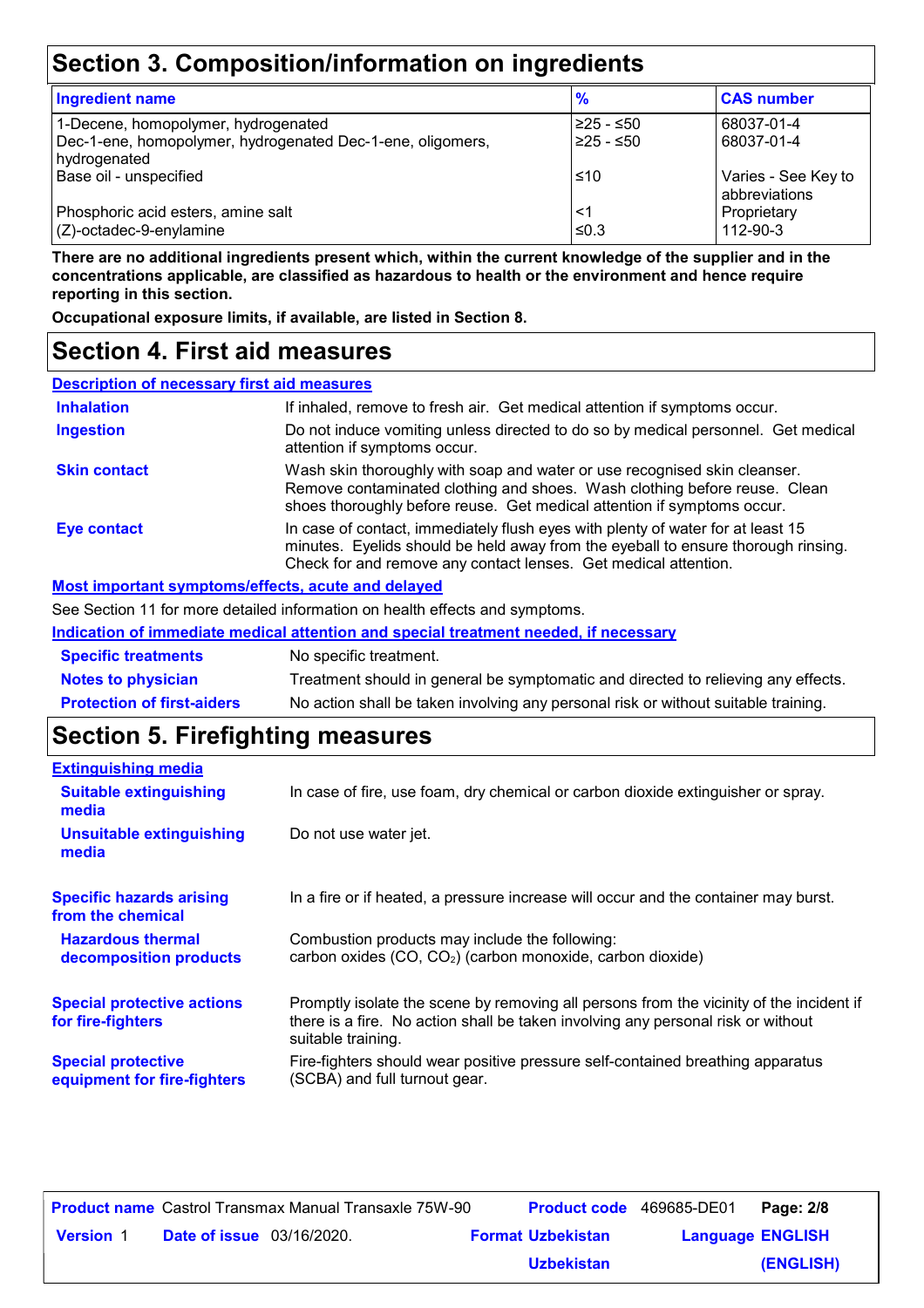## Section 3. Composition/information on ingredients

| Ingredient name | % | CAS number |
|---|---|---|
| 1-Decene, homopolymer, hydrogenated | ≥25 - ≤50 | 68037-01-4 |
| Dec-1-ene, homopolymer, hydrogenated Dec-1-ene, oligomers, hydrogenated | ≥25 - ≤50 | 68037-01-4 |
| Base oil - unspecified | ≤10 | Varies - See Key to abbreviations |
| Phosphoric acid esters, amine salt | <1 | Proprietary |
| (Z)-octadec-9-enylamine | ≤0.3 | 112-90-3 |

**There are no additional ingredients present which, within the current knowledge of the supplier and in the concentrations applicable, are classified as hazardous to health or the environment and hence require reporting in this section.**

**Occupational exposure limits, if available, are listed in Section 8.**

## Section 4. First aid measures

**Description of necessary first aid measures**

| | |
|---|---|
| **Inhalation** | If inhaled, remove to fresh air. Get medical attention if symptoms occur. |
| **Ingestion** | Do not induce vomiting unless directed to do so by medical personnel. Get medical attention if symptoms occur. |
| **Skin contact** | Wash skin thoroughly with soap and water or use recognised skin cleanser. Remove contaminated clothing and shoes. Wash clothing before reuse. Clean shoes thoroughly before reuse. Get medical attention if symptoms occur. |
| **Eye contact** | In case of contact, immediately flush eyes with plenty of water for at least 15 minutes. Eyelids should be held away from the eyeball to ensure thorough rinsing. Check for and remove any contact lenses. Get medical attention. |

**Most important symptoms/effects, acute and delayed**

See Section 11 for more detailed information on health effects and symptoms.

**Indication of immediate medical attention and special treatment needed, if necessary**

| | |
|---|---|
| **Specific treatments** | No specific treatment. |
| **Notes to physician** | Treatment should in general be symptomatic and directed to relieving any effects. |
| **Protection of first-aiders** | No action shall be taken involving any personal risk or without suitable training. |

## Section 5. Firefighting measures

**Extinguishing media**

| | |
|---|---|
| **Suitable extinguishing media** | In case of fire, use foam, dry chemical or carbon dioxide extinguisher or spray. |
| **Unsuitable extinguishing media** | Do not use water jet. |
| **Specific hazards arising from the chemical** | In a fire or if heated, a pressure increase will occur and the container may burst. |
| **Hazardous thermal decomposition products** | Combustion products may include the following: carbon oxides (CO, $CO_2$) (carbon monoxide, carbon dioxide) |
| **Special protective actions for fire-fighters** | Promptly isolate the scene by removing all persons from the vicinity of the incident if there is a fire. No action shall be taken involving any personal risk or without suitable training. |
| **Special protective equipment for fire-fighters** | Fire-fighters should wear positive pressure self-contained breathing apparatus (SCBA) and full turnout gear. |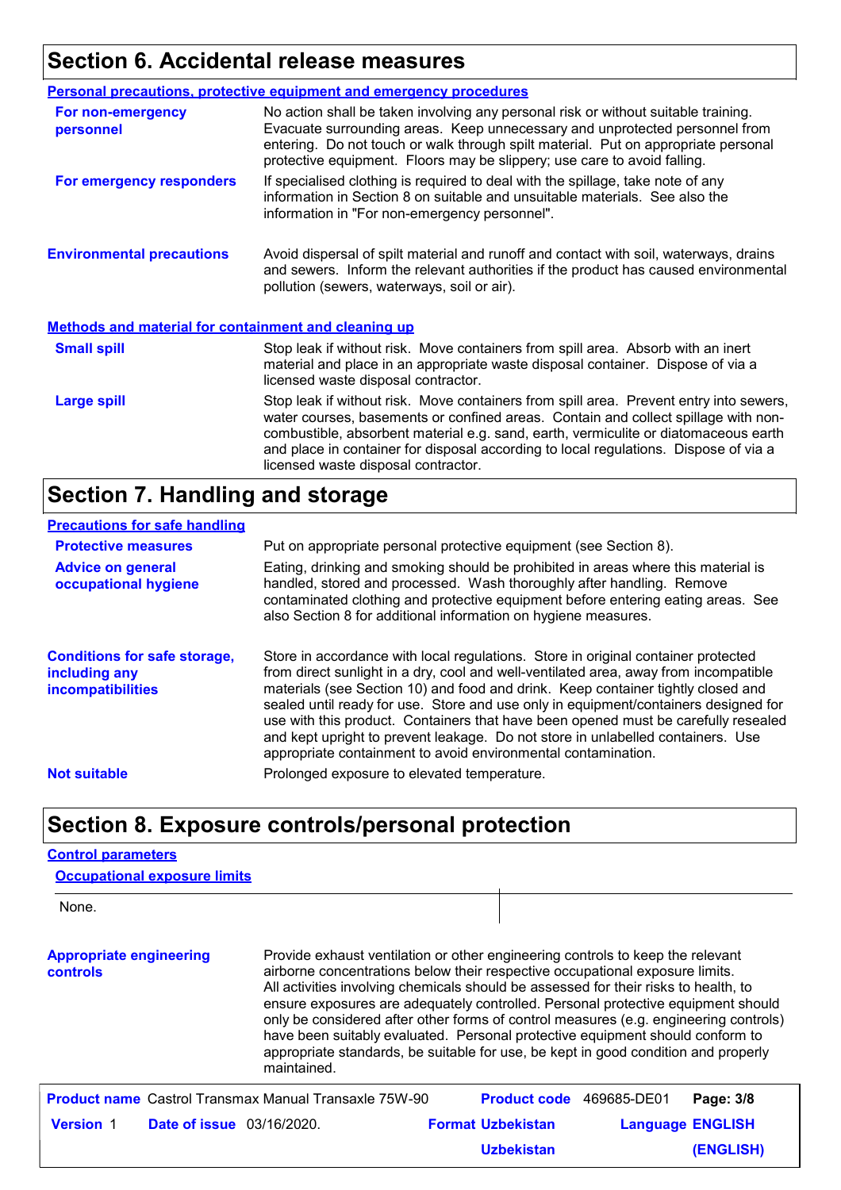## Section 6. Accidental release measures

**Personal precautions, protective equipment and emergency procedures**

**For non-emergency personnel**

No action shall be taken involving any personal risk or without suitable training. Evacuate surrounding areas. Keep unnecessary and unprotected personnel from entering. Do not touch or walk through spilt material. Put on appropriate personal protective equipment. Floors may be slippery; use care to avoid falling.

**For emergency responders**

If specialised clothing is required to deal with the spillage, take note of any information in Section 8 on suitable and unsuitable materials. See also the information in "For non-emergency personnel".

**Environmental precautions**

Avoid dispersal of spilt material and runoff and contact with soil, waterways, drains and sewers. Inform the relevant authorities if the product has caused environmental pollution (sewers, waterways, soil or air).

**Methods and material for containment and cleaning up**

**Small spill**

Stop leak if without risk. Move containers from spill area. Absorb with an inert material and place in an appropriate waste disposal container. Dispose of via a licensed waste disposal contractor.

**Large spill**

Stop leak if without risk. Move containers from spill area. Prevent entry into sewers, water courses, basements or confined areas. Contain and collect spillage with non-combustible, absorbent material e.g. sand, earth, vermiculite or diatomaceous earth and place in container for disposal according to local regulations. Dispose of via a licensed waste disposal contractor.

## Section 7. Handling and storage

**Precautions for safe handling**

**Protective measures**

Put on appropriate personal protective equipment (see Section 8).

**Advice on general occupational hygiene**

Eating, drinking and smoking should be prohibited in areas where this material is handled, stored and processed. Wash thoroughly after handling. Remove contaminated clothing and protective equipment before entering eating areas. See also Section 8 for additional information on hygiene measures.

**Conditions for safe storage, including any incompatibilities**

Store in accordance with local regulations. Store in original container protected from direct sunlight in a dry, cool and well-ventilated area, away from incompatible materials (see Section 10) and food and drink. Keep container tightly closed and sealed until ready for use. Store and use only in equipment/containers designed for use with this product. Containers that have been opened must be carefully resealed and kept upright to prevent leakage. Do not store in unlabelled containers. Use appropriate containment to avoid environmental contamination.

**Not suitable**

Prolonged exposure to elevated temperature.

## Section 8. Exposure controls/personal protection

**Control parameters**

**Occupational exposure limits**

None.

**Appropriate engineering controls**

Provide exhaust ventilation or other engineering controls to keep the relevant airborne concentrations below their respective occupational exposure limits. All activities involving chemicals should be assessed for their risks to health, to ensure exposures are adequately controlled. Personal protective equipment should only be considered after other forms of control measures (e.g. engineering controls) have been suitably evaluated. Personal protective equipment should conform to appropriate standards, be suitable for use, be kept in good condition and properly maintained.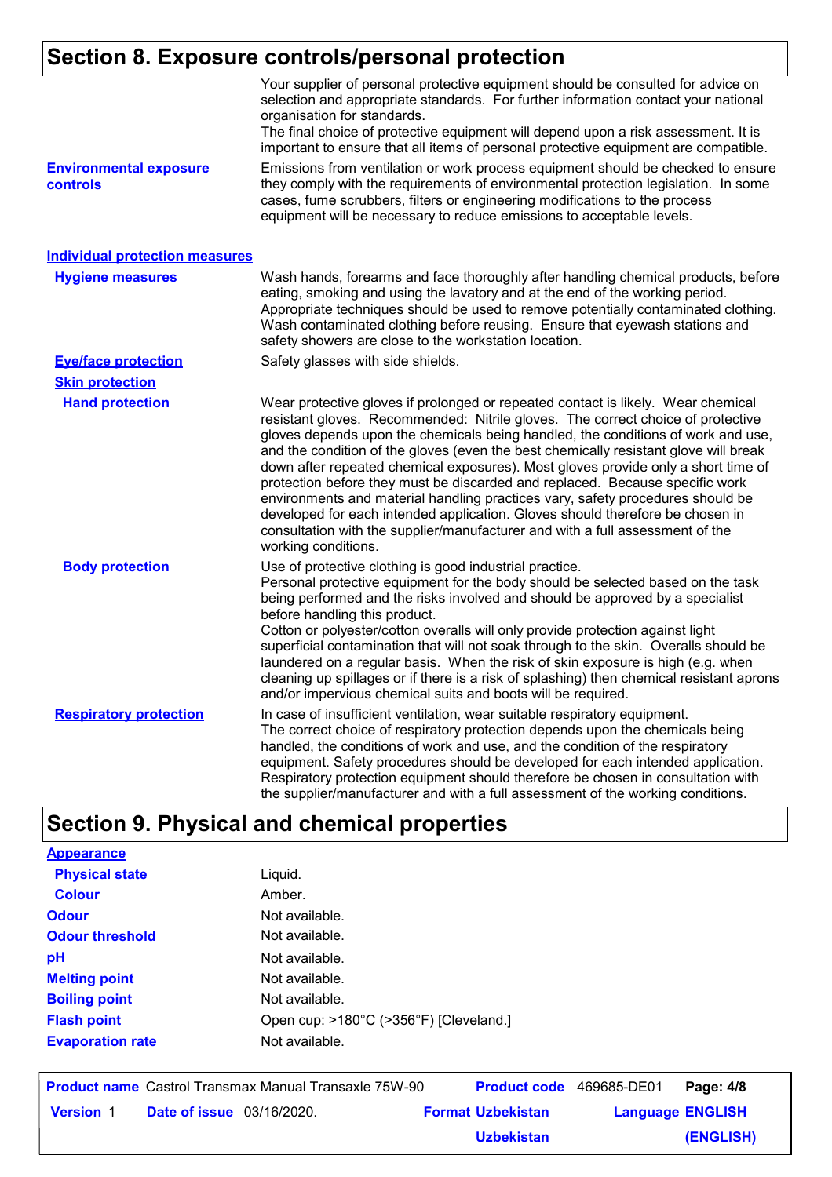## Section 8. Exposure controls/personal protection

Your supplier of personal protective equipment should be consulted for advice on selection and appropriate standards. For further information contact your national organisation for standards.
The final choice of protective equipment will depend upon a risk assessment. It is important to ensure that all items of personal protective equipment are compatible.

**Environmental exposure controls**

Emissions from ventilation or work process equipment should be checked to ensure they comply with the requirements of environmental protection legislation. In some cases, fume scrubbers, filters or engineering modifications to the process equipment will be necessary to reduce emissions to acceptable levels.

### Individual protection measures

**Hygiene measures**

Wash hands, forearms and face thoroughly after handling chemical products, before eating, smoking and using the lavatory and at the end of the working period. Appropriate techniques should be used to remove potentially contaminated clothing. Wash contaminated clothing before reusing. Ensure that eyewash stations and safety showers are close to the workstation location.

**Eye/face protection**

Safety glasses with side shields.

**Skin protection**

**Hand protection**

Wear protective gloves if prolonged or repeated contact is likely. Wear chemical resistant gloves. Recommended: Nitrile gloves. The correct choice of protective gloves depends upon the chemicals being handled, the conditions of work and use, and the condition of the gloves (even the best chemically resistant glove will break down after repeated chemical exposures). Most gloves provide only a short time of protection before they must be discarded and replaced. Because specific work environments and material handling practices vary, safety procedures should be developed for each intended application. Gloves should therefore be chosen in consultation with the supplier/manufacturer and with a full assessment of the working conditions.

**Body protection**

Use of protective clothing is good industrial practice.
Personal protective equipment for the body should be selected based on the task being performed and the risks involved and should be approved by a specialist before handling this product.
Cotton or polyester/cotton overalls will only provide protection against light superficial contamination that will not soak through to the skin. Overalls should be laundered on a regular basis. When the risk of skin exposure is high (e.g. when cleaning up spillages or if there is a risk of splashing) then chemical resistant aprons and/or impervious chemical suits and boots will be required.

**Respiratory protection**

In case of insufficient ventilation, wear suitable respiratory equipment.
The correct choice of respiratory protection depends upon the chemicals being handled, the conditions of work and use, and the condition of the respiratory equipment. Safety procedures should be developed for each intended application. Respiratory protection equipment should therefore be chosen in consultation with the supplier/manufacturer and with a full assessment of the working conditions.

## Section 9. Physical and chemical properties

**Appearance**

| Property | Value |
|---|---|
| Physical state | Liquid. |
| Colour | Amber. |
| Odour | Not available. |
| Odour threshold | Not available. |
| pH | Not available. |
| Melting point | Not available. |
| Boiling point | Not available. |
| Flash point | Open cup: >180°C (>356°F) [Cleveland.] |
| Evaporation rate | Not available. |

**Product name** Castrol Transmax Manual Transaxle 75W-90 **Product code** 469685-DE01
**Version** 1 **Date of issue** 03/16/2020. **Format** Uzbekistan Uzbekistan **Language** ENGLISH (ENGLISH)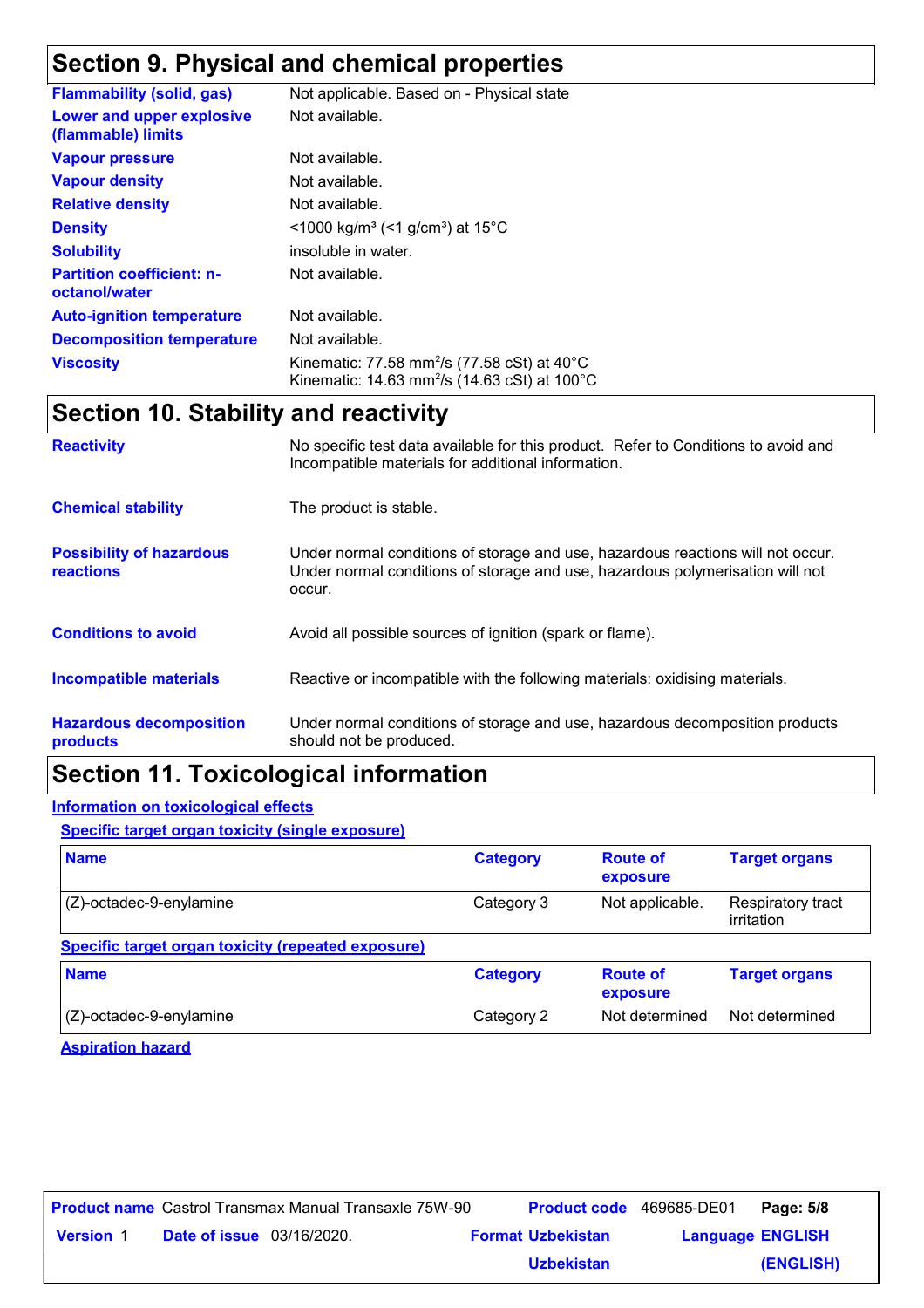## Section 9. Physical and chemical properties

| | |
|---|---|
| **Flammability (solid, gas)** | Not applicable. Based on - Physical state |
| **Lower and upper explosive (flammable) limits** | Not available. |
| **Vapour pressure** | Not available. |
| **Vapour density** | Not available. |
| **Relative density** | Not available. |
| **Density** | <1000 kg/m³ (<1 g/cm³) at 15°C |
| **Solubility** | insoluble in water. |
| **Partition coefficient: n-octanol/water** | Not available. |
| **Auto-ignition temperature** | Not available. |
| **Decomposition temperature** | Not available. |
| **Viscosity** | Kinematic: 77.58 $mm^2/s$ (77.58 cSt) at 40°C<br>Kinematic: 14.63 $mm^2/s$ (14.63 cSt) at 100°C |

## Section 10. Stability and reactivity

| | |
|---|---|
| **Reactivity** | No specific test data available for this product. Refer to Conditions to avoid and Incompatible materials for additional information. |
| **Chemical stability** | The product is stable. |
| **Possibility of hazardous reactions** | Under normal conditions of storage and use, hazardous reactions will not occur. Under normal conditions of storage and use, hazardous polymerisation will not occur. |
| **Conditions to avoid** | Avoid all possible sources of ignition (spark or flame). |
| **Incompatible materials** | Reactive or incompatible with the following materials: oxidising materials. |
| **Hazardous decomposition products** | Under normal conditions of storage and use, hazardous decomposition products should not be produced. |

## Section 11. Toxicological information

### Information on toxicological effects

#### Specific target organ toxicity (single exposure)

| Name | Category | Route of exposure | Target organs |
|---|---|---|---|
| (Z)-octadec-9-enylamine | Category 3 | Not applicable. | Respiratory tract irritation |

#### Specific target organ toxicity (repeated exposure)

| Name | Category | Route of exposure | Target organs |
|---|---|---|---|
| (Z)-octadec-9-enylamine | Category 2 | Not determined | Not determined |

#### Aspiration hazard

| | | | | | |
|---|---|---|---|---|---|
| **Product name** | Castrol Transmax Manual Transaxle 75W-90 | **Product code** | 469685-DE01 | **Page: 5/8** | |
| **Version** 1 | **Date of issue** 03/16/2020. | **Format** Uzbekistan Uzbekistan | | **Language** ENGLISH (ENGLISH) | |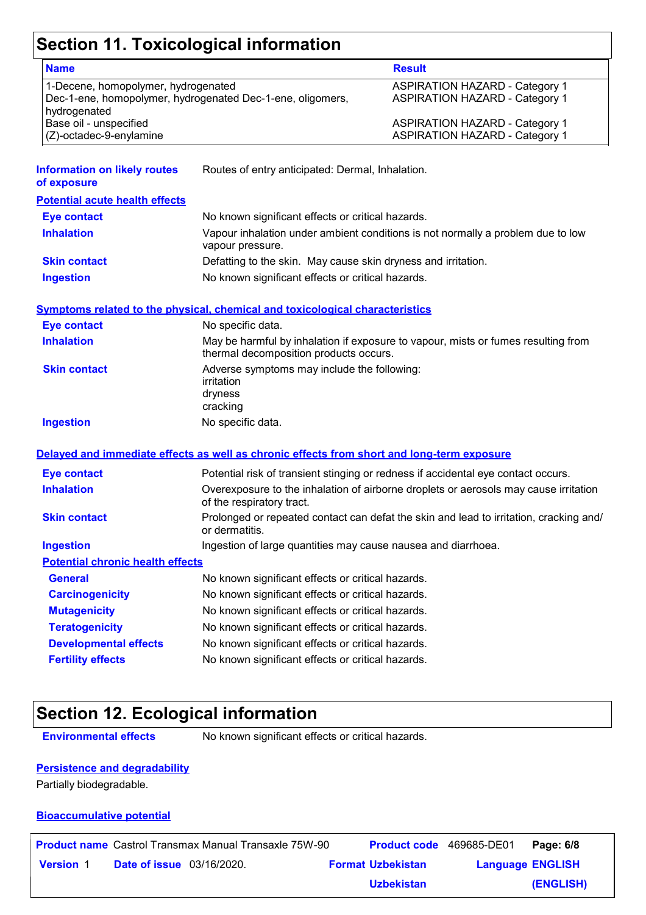## Section 11. Toxicological information

| Name | Result |
| --- | --- |
| 1-Decene, homopolymer, hydrogenated | ASPIRATION HAZARD - Category 1 |
| Dec-1-ene, homopolymer, hydrogenated Dec-1-ene, oligomers, hydrogenated | ASPIRATION HAZARD - Category 1 |
| Base oil - unspecified | ASPIRATION HAZARD - Category 1 |
| (Z)-octadec-9-enylamine | ASPIRATION HAZARD - Category 1 |

**Information on likely routes of exposure**: Routes of entry anticipated: Dermal, Inhalation.

**Potential acute health effects**

**Eye contact**: No known significant effects or critical hazards.

**Inhalation**: Vapour inhalation under ambient conditions is not normally a problem due to low vapour pressure.

**Skin contact**: Defatting to the skin. May cause skin dryness and irritation.

**Ingestion**: No known significant effects or critical hazards.

**Symptoms related to the physical, chemical and toxicological characteristics**

**Eye contact**: No specific data.

**Inhalation**: May be harmful by inhalation if exposure to vapour, mists or fumes resulting from thermal decomposition products occurs.

**Skin contact**: Adverse symptoms may include the following:
irritation
dryness
cracking

**Ingestion**: No specific data.

**Delayed and immediate effects as well as chronic effects from short and long-term exposure**

**Eye contact**: Potential risk of transient stinging or redness if accidental eye contact occurs.

**Inhalation**: Overexposure to the inhalation of airborne droplets or aerosols may cause irritation of the respiratory tract.

**Skin contact**: Prolonged or repeated contact can defat the skin and lead to irritation, cracking and/ or dermatitis.

**Ingestion**: Ingestion of large quantities may cause nausea and diarrhoea.

**Potential chronic health effects**

**General**: No known significant effects or critical hazards.

**Carcinogenicity**: No known significant effects or critical hazards.

**Mutagenicity**: No known significant effects or critical hazards.

**Teratogenicity**: No known significant effects or critical hazards.

**Developmental effects**: No known significant effects or critical hazards.

**Fertility effects**: No known significant effects or critical hazards.

## Section 12. Ecological information

**Environmental effects**: No known significant effects or critical hazards.

**Persistence and degradability**

Partially biodegradable.

**Bioaccumulative potential**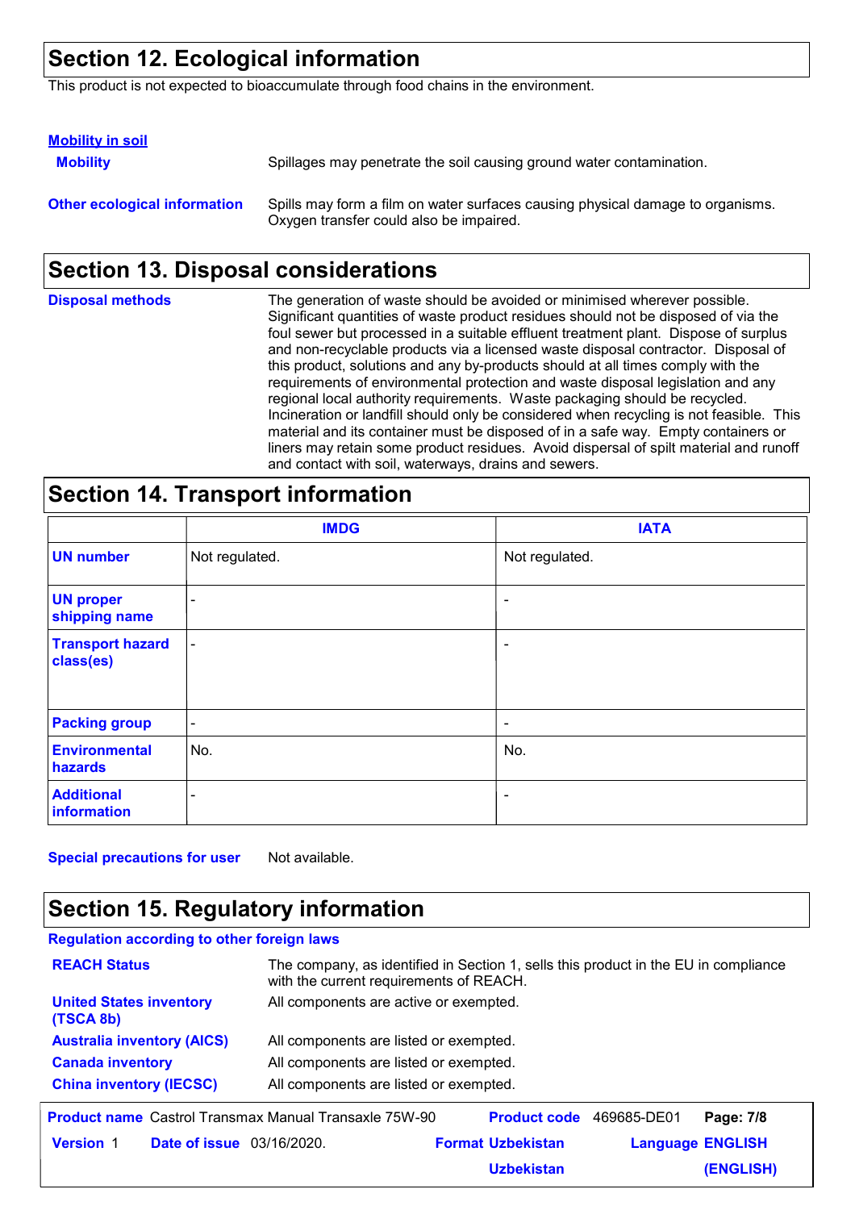## Section 12. Ecological information

This product is not expected to bioaccumulate through food chains in the environment.

**Mobility in soil**

**Mobility** Spillages may penetrate the soil causing ground water contamination.

**Other ecological information** Spills may form a film on water surfaces causing physical damage to organisms. Oxygen transfer could also be impaired.

## Section 13. Disposal considerations

**Disposal methods** The generation of waste should be avoided or minimised wherever possible. Significant quantities of waste product residues should not be disposed of via the foul sewer but processed in a suitable effluent treatment plant. Dispose of surplus and non-recyclable products via a licensed waste disposal contractor. Disposal of this product, solutions and any by-products should at all times comply with the requirements of environmental protection and waste disposal legislation and any regional local authority requirements. Waste packaging should be recycled. Incineration or landfill should only be considered when recycling is not feasible. This material and its container must be disposed of in a safe way. Empty containers or liners may retain some product residues. Avoid dispersal of spilt material and runoff and contact with soil, waterways, drains and sewers.

## Section 14. Transport information

| | IMDG | IATA |
|---|---|---|
| UN number | Not regulated. | Not regulated. |
| UN proper shipping name | - | - |
| Transport hazard class(es) | - | - |
| Packing group | - | - |
| Environmental hazards | No. | No. |
| Additional information | - | - |

**Special precautions for user** Not available.

## Section 15. Regulatory information

**Regulation according to other foreign laws**

**REACH Status** The company, as identified in Section 1, sells this product in the EU in compliance with the current requirements of REACH.

**United States inventory (TSCA 8b)** All components are active or exempted.

**Australia inventory (AICS)** All components are listed or exempted.

**Canada inventory** All components are listed or exempted.

**China inventory (IECSC)** All components are listed or exempted.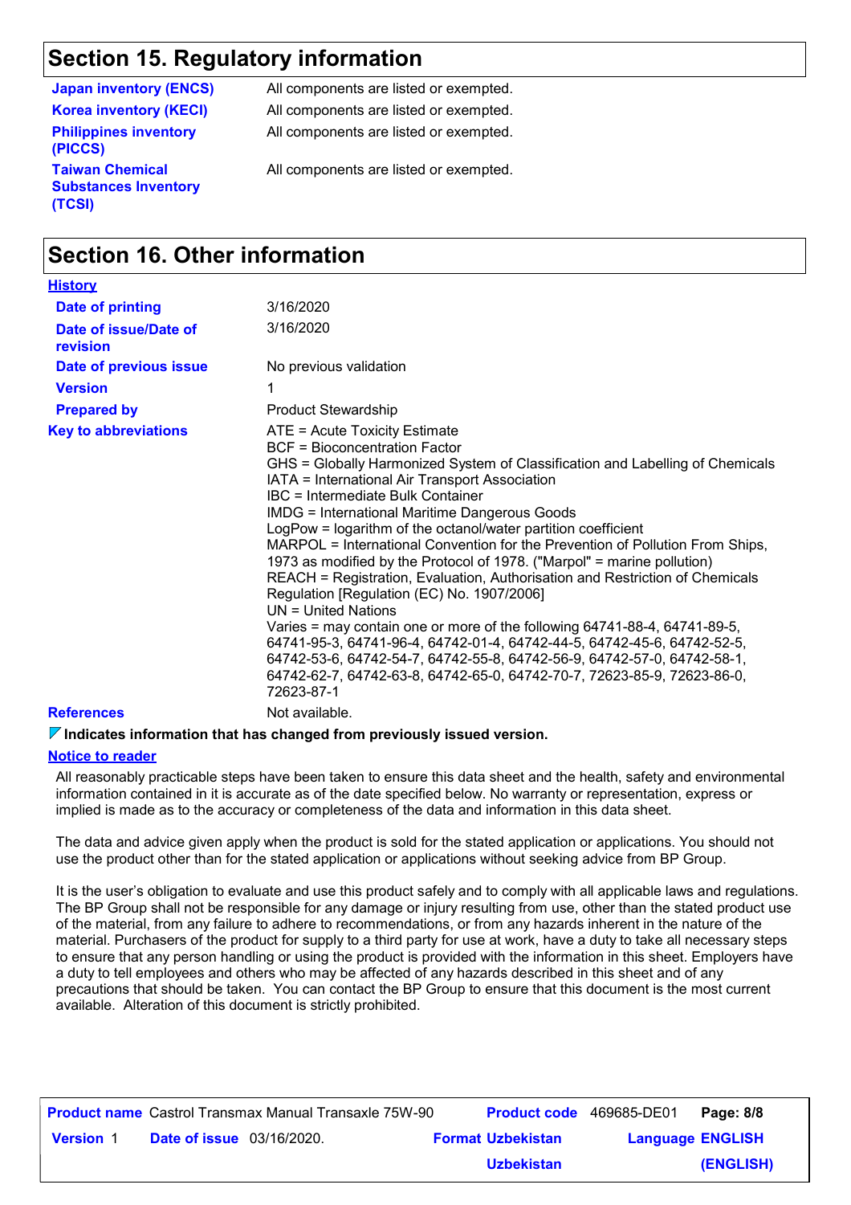## Section 15. Regulatory information

| | |
|---|---|
| **Japan inventory (ENCS)** | All components are listed or exempted. |
| **Korea inventory (KECI)** | All components are listed or exempted. |
| **Philippines inventory (PICCS)** | All components are listed or exempted. |
| **Taiwan Chemical Substances Inventory (TCSI)** | All components are listed or exempted. |

## Section 16. Other information

**History**

| | |
|---|---|
| **Date of printing** | 3/16/2020 |
| **Date of issue/Date of revision** | 3/16/2020 |
| **Date of previous issue** | No previous validation |
| **Version** | 1 |
| **Prepared by** | Product Stewardship |

**Key to abbreviations**

ATE = Acute Toxicity Estimate
BCF = Bioconcentration Factor
GHS = Globally Harmonized System of Classification and Labelling of Chemicals
IATA = International Air Transport Association
IBC = Intermediate Bulk Container
IMDG = International Maritime Dangerous Goods
LogPow = logarithm of the octanol/water partition coefficient
MARPOL = International Convention for the Prevention of Pollution From Ships, 1973 as modified by the Protocol of 1978. ("Marpol" = marine pollution)
REACH = Registration, Evaluation, Authorisation and Restriction of Chemicals Regulation [Regulation (EC) No. 1907/2006]
UN = United Nations
Varies = may contain one or more of the following 64741-88-4, 64741-89-5, 64741-95-3, 64741-96-4, 64742-01-4, 64742-44-5, 64742-45-6, 64742-52-5, 64742-53-6, 64742-54-7, 64742-55-8, 64742-56-9, 64742-57-0, 64742-58-1, 64742-62-7, 64742-63-8, 64742-65-0, 64742-70-7, 72623-85-9, 72623-86-0, 72623-87-1

**References** Not available.

**Indicates information that has changed from previously issued version.**

**Notice to reader**

All reasonably practicable steps have been taken to ensure this data sheet and the health, safety and environmental information contained in it is accurate as of the date specified below. No warranty or representation, express or implied is made as to the accuracy or completeness of the data and information in this data sheet.

The data and advice given apply when the product is sold for the stated application or applications. You should not use the product other than for the stated application or applications without seeking advice from BP Group.

It is the user's obligation to evaluate and use this product safely and to comply with all applicable laws and regulations. The BP Group shall not be responsible for any damage or injury resulting from use, other than the stated product use of the material, from any failure to adhere to recommendations, or from any hazards inherent in the nature of the material. Purchasers of the product for supply to a third party for use at work, have a duty to take all necessary steps to ensure that any person handling or using the product is provided with the information in this sheet. Employers have a duty to tell employees and others who may be affected of any hazards described in this sheet and of any precautions that should be taken. You can contact the BP Group to ensure that this document is the most current available. Alteration of this document is strictly prohibited.